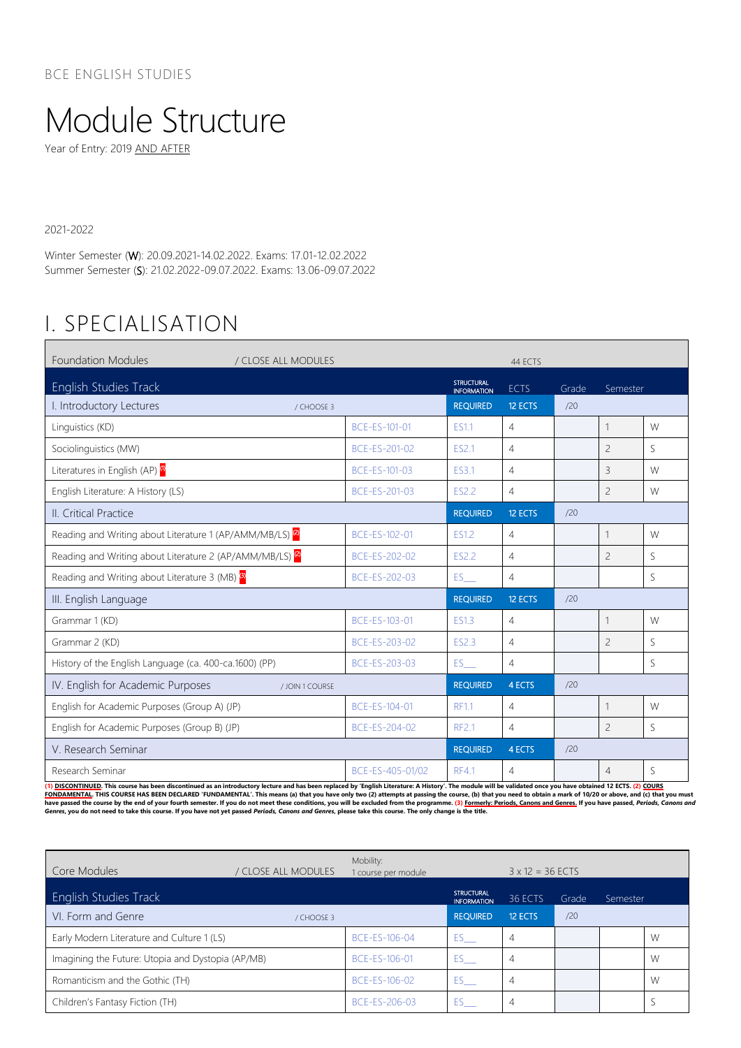BCE ENGLISH STUDIES

# Module Structure

Year of Entry: 2019 AND AFTER

2021-2022

Winter Semester (W): 20.09.2021-14.02.2022. Exams: 17.01-12.02.2022
Summer Semester (S): 21.02.2022-09.07.2022. Exams: 13.06-09.07.2022

## I. SPECIALISATION

| Foundation Modules / CLOSE ALL MODULES | | | 44 ECTS | | | |
|---|---|---|---|---|---|---|
| **English Studies Track** | | STRUCTURAL INFORMATION | ECTS | Grade | Semester | |
| I. Introductory Lectures / CHOOSE 3 | | REQUIRED | 12 ECTS | /20 | | |
| Linguistics (KD) | BCE-ES-101-01 | ES1.1 | 4 | | 1 | W |
| Sociolinguistics (MW) | BCE-ES-201-02 | ES2.1 | 4 | | 2 | S |
| Literatures in English (AP) [1] | BCE-ES-101-03 | ES3.1 | 4 | | 3 | W |
| English Literature: A History (LS) | BCE-ES-201-03 | ES2.2 | 4 | | 2 | W |
| II. Critical Practice | | REQUIRED | 12 ECTS | /20 | | |
| Reading and Writing about Literature 1 (AP/AMM/MB/LS) [2] | BCE-ES-102-01 | ES1.2 | 4 | | 1 | W |
| Reading and Writing about Literature 2 (AP/AMM/MB/LS) [2] | BCE-ES-202-02 | ES2.2 | 4 | | 2 | S |
| Reading and Writing about Literature 3 (MB) [3] | BCE-ES-202-03 | ES__ | 4 | | | S |
| III. English Language | | REQUIRED | 12 ECTS | /20 | | |
| Grammar 1 (KD) | BCE-ES-103-01 | ES1.3 | 4 | | 1 | W |
| Grammar 2 (KD) | BCE-ES-203-02 | ES2.3 | 4 | | 2 | S |
| History of the English Language (ca. 400-ca.1600) (PP) | BCE-ES-203-03 | ES__ | 4 | | | S |
| IV. English for Academic Purposes / JOIN 1 COURSE | | REQUIRED | 4 ECTS | /20 | | |
| English for Academic Purposes (Group A) (JP) | BCE-ES-104-01 | RF1.1 | 4 | | 1 | W |
| English for Academic Purposes (Group B) (JP) | BCE-ES-204-02 | RF2.1 | 4 | | 2 | S |
| V. Research Seminar | | REQUIRED | 4 ECTS | /20 | | |
| Research Seminar | BCE-ES-405-01/02 | RF4.1 | 4 | | 4 | S |

**(1) DISCONTINUED. This course has been discontinued as an introductory lecture and has been replaced by 'English Literature: A History'. The module will be validated once you have obtained 12 ECTS. (2) COURS FONDAMENTAL. THIS COURSE HAS BEEN DECLARED 'FUNDAMENTAL'. This means (a) that you have only two (2) attempts at passing the course, (b) that you need to obtain a mark of 10/20 or above, and (c) that you must have passed the course by the end of your fourth semester. If you do not meet these conditions, you will be excluded from the programme. (3) Formerly: Periods, Canons and Genres. If you have passed, *Periods, Canons and Genres*, you do not need to take this course. If you have not yet passed *Periods, Canons and Genres*, please take this course. The only change is the title.**

| Core Modules / CLOSE ALL MODULES | Mobility: 1 course per module | | 3 x 12 = 36 ECTS | | | |
|---|---|---|---|---|---|---|
| **English Studies Track** | | STRUCTURAL INFORMATION | 36 ECTS | Grade | Semester | |
| VI. Form and Genre / CHOOSE 3 | | REQUIRED | 12 ECTS | /20 | | |
| Early Modern Literature and Culture 1 (LS) | BCE-ES-106-04 | ES__ | 4 | | | W |
| Imagining the Future: Utopia and Dystopia (AP/MB) | BCE-ES-106-01 | ES__ | 4 | | | W |
| Romanticism and the Gothic (TH) | BCE-ES-106-02 | ES__ | 4 | | | W |
| Children's Fantasy Fiction (TH) | BCE-ES-206-03 | ES__ | 4 | | | S |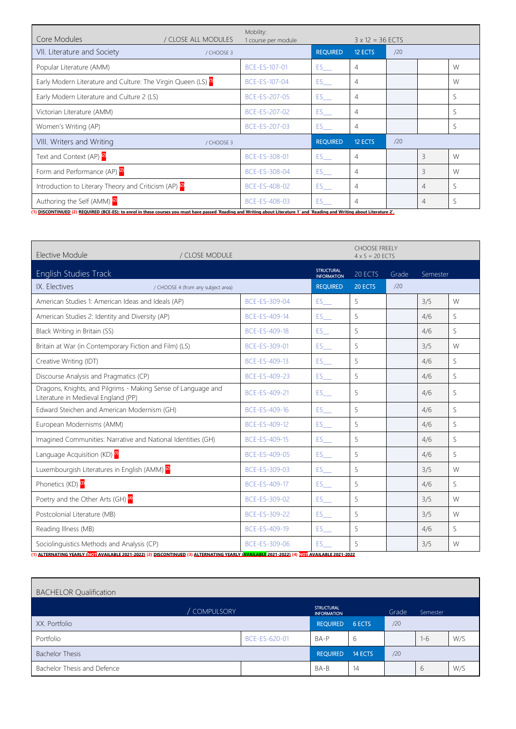| Core Modules / CLOSE ALL MODULES | Mobility: 1 course per module | | 3 x 12 = 36 ECTS | | | |
|---|---|---|---|---|---|---|
| VII. Literature and Society / CHOOSE 3 | | REQUIRED | 12 ECTS | /20 | | |
| Popular Literature (AMM) | BCE-ES-107-01 | ES___ | 4 | | | W |
| Early Modern Literature and Culture: The Virgin Queen (LS) (1) | BCE-ES-107-04 | ES___ | 4 | | | W |
| Early Modern Literature and Culture 2 (LS) | BCE-ES-207-05 | ES___ | 4 | | | S |
| Victorian Literature (AMM) | BCE-ES-207-02 | ES___ | 4 | | | S |
| Women's Writing (AP) | BCE-ES-207-03 | ES___ | 4 | | | S |
| VIII. Writers and Writing / CHOOSE 3 | | REQUIRED | 12 ECTS | /20 | | |
| Text and Context (AP) (2) | BCE-ES-308-01 | ES___ | 4 | | 3 | W |
| Form and Performance (AP) (2) | BCE-ES-308-04 | ES___ | 4 | | 3 | W |
| Introduction to Literary Theory and Criticism (AP) (2) | BCE-ES-408-02 | ES___ | 4 | | 4 | S |
| Authoring the Self (AMM) (2) | BCE-ES-408-03 | ES___ | 4 | | 4 | S |

(1) DISCONTINUED (2) REQUIRED (BCE-ES): to enrol in these courses you must have passed 'Reading and Writing about Literature 1' and 'Reading and Writing about Literature 2'.

| Elective Module / CLOSE MODULE | | CHOOSE FREELY 4 x 5 = 20 ECTS | | | | |
|---|---|---|---|---|---|---|
| English Studies Track | | STRUCTURAL INFORMATION | 20 ECTS | Grade | Semester | |
| IX. Electives / CHOOSE 4 (from any subject area) | | REQUIRED | 20 ECTS | /20 | | |
| American Studies 1: American Ideas and Ideals (AP) | BCE-ES-309-04 | ES___ | 5 | | 3/5 | W |
| American Studies 2: Identity and Diversity (AP) | BCE-ES-409-14 | ES___ | 5 | | 4/6 | S |
| Black Writing in Britain (SS) | BCE-ES-409-18 | ES__ | 5 | | 4/6 | S |
| Britain at War (in Contemporary Fiction and Film) (LS) | BCE-ES-309-01 | ES___ | 5 | | 3/5 | W |
| Creative Writing (IDT) | BCE-ES-409-13 | ES___ | 5 | | 4/6 | S |
| Discourse Analysis and Pragmatics (CP) | BCE-ES-409-23 | ES___ | 5 | | 4/6 | S |
| Dragons, Knights, and Pilgrims - Making Sense of Language and Literature in Medieval England (PP) | BCE-ES-409-21 | ES___ | 5 | | 4/6 | S |
| Edward Steichen and American Modernism (GH) | BCE-ES-409-16 | ES___ | 5 | | 4/6 | S |
| European Modernisms (AMM) | BCE-ES-409-12 | ES___ | 5 | | 4/6 | S |
| Imagined Communities: Narrative and National Identities (GH) | BCE-ES-409-15 | ES___ | 5 | | 4/6 | S |
| Language Acquisition (KD) (1) | BCE-ES-409-05 | ES___ | 5 | | 4/6 | S |
| Luxembourgish Literatures in English (AMM) (2) | BCE-ES-309-03 | ES___ | 5 | | 3/5 | W |
| Phonetics (KD) (3) | BCE-ES-409-17 | ES___ | 5 | | 4/6 | S |
| Poetry and the Other Arts (GH) (4) | BCE-ES-309-02 | ES___ | 5 | | 3/5 | W |
| Postcolonial Literature (MB) | BCE-ES-309-22 | ES___ | 5 | | 3/5 | W |
| Reading Illness (MB) | BCE-ES-409-19 | ES___ | 5 | | 4/6 | S |
| Sociolinguistics Methods and Analysis (CP) | BCE-ES-309-06 | ES___ | 5 | | 3/5 | W |

(1) ALTERNATING YEARLY (NOT AVAILABLE 2021-2022) (2) DISCONTINUED (3) ALTERNATING YEARLY (AVAILABLE 2021-2022) (4) NOT AVAILABLE 2021-2022

| BACHELOR Qualification | | | | | | |
|---|---|---|---|---|---|---|
| / COMPULSORY | | STRUCTURAL INFORMATION | | Grade | Semester | |
| XX. Portfolio | | REQUIRED | 6 ECTS | /20 | | |
| Portfolio | BCE-ES-620-01 | BA-P | 6 | | 1-6 | W/S |
| Bachelor Thesis | | REQUIRED | 14 ECTS | /20 | | |
| Bachelor Thesis and Defence | | BA-B | 14 | | 6 | W/S |